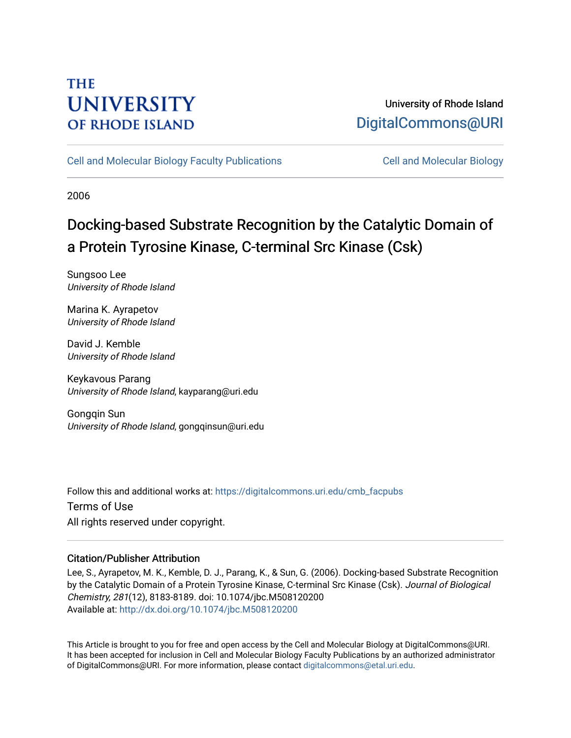THE UNIVERSITY OF RHODE ISLAND

University of Rhode Island
DigitalCommons@URI

Cell and Molecular Biology Faculty Publications | Cell and Molecular Biology

2006

# Docking-based Substrate Recognition by the Catalytic Domain of a Protein Tyrosine Kinase, C-terminal Src Kinase (Csk)

Sungsoo Lee
*University of Rhode Island*

Marina K. Ayrapetov
*University of Rhode Island*

David J. Kemble
*University of Rhode Island*

Keykavous Parang
*University of Rhode Island*, kayparang@uri.edu

Gongqin Sun
*University of Rhode Island*, gongqinsun@uri.edu

Follow this and additional works at: https://digitalcommons.uri.edu/cmb_facpubs

Terms of Use
All rights reserved under copyright.

## Citation/Publisher Attribution

Lee, S., Ayrapetov, M. K., Kemble, D. J., Parang, K., & Sun, G. (2006). Docking-based Substrate Recognition by the Catalytic Domain of a Protein Tyrosine Kinase, C-terminal Src Kinase (Csk). *Journal of Biological Chemistry, 281*(12), 8183-8189. doi: 10.1074/jbc.M508120200
Available at: http://dx.doi.org/10.1074/jbc.M508120200

This Article is brought to you for free and open access by the Cell and Molecular Biology at DigitalCommons@URI. It has been accepted for inclusion in Cell and Molecular Biology Faculty Publications by an authorized administrator of DigitalCommons@URI. For more information, please contact digitalcommons@etal.uri.edu.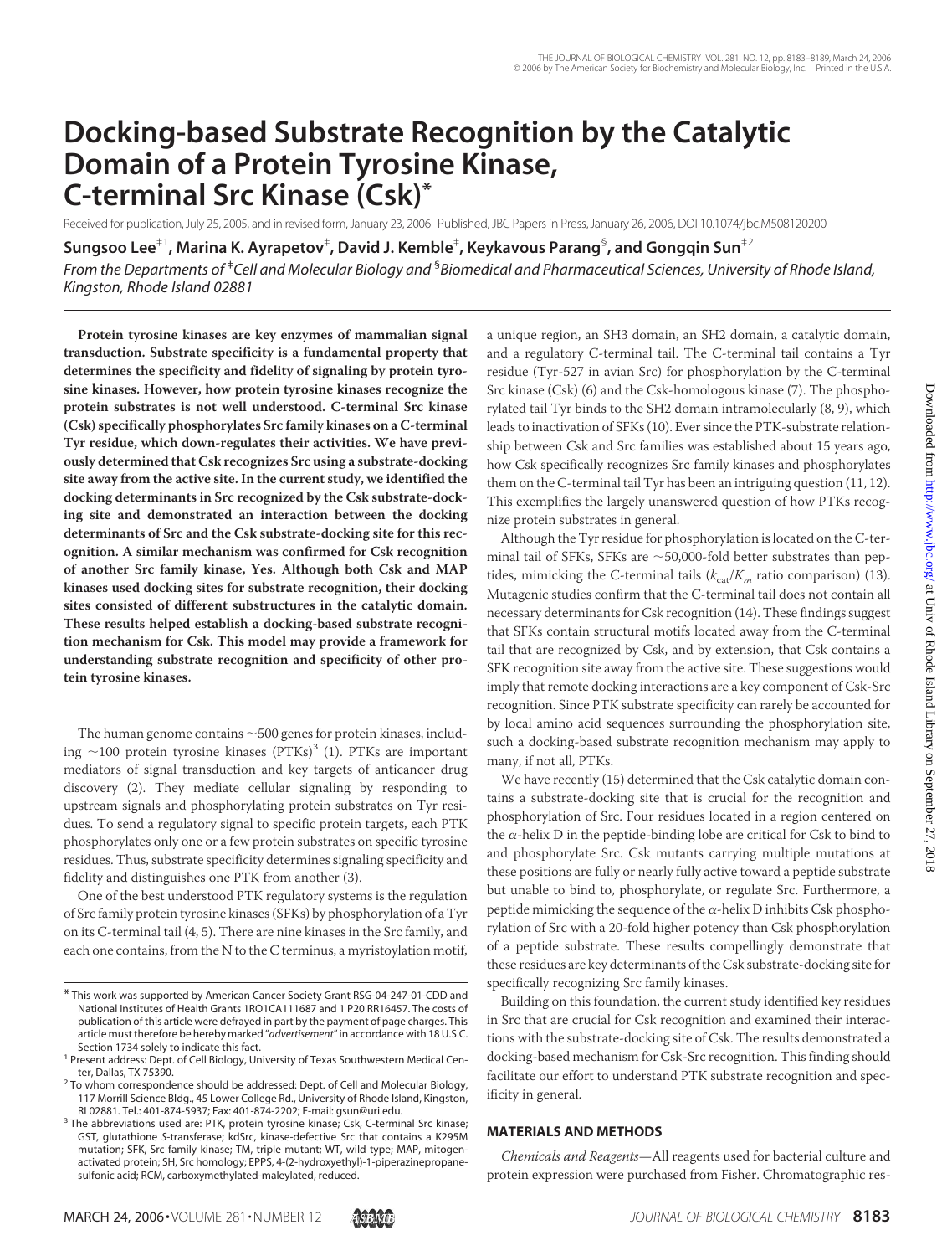# Docking-based Substrate Recognition by the Catalytic Domain of a Protein Tyrosine Kinase, C-terminal Src Kinase (Csk)*

Received for publication, July 25, 2005, and in revised form, January 23, 2006 Published, JBC Papers in Press, January 26, 2006, DOI 10.1074/jbc.M508120200

**Sungsoo Lee[‡1], Marina K. Ayrapetov[‡], David J. Kemble[‡], Keykavous Parang[§], and Gongqin Sun[‡2]**

*From the Departments of [‡]Cell and Molecular Biology and [§]Biomedical and Pharmaceutical Sciences, University of Rhode Island, Kingston, Rhode Island 02881*

**Protein tyrosine kinases are key enzymes of mammalian signal transduction. Substrate specificity is a fundamental property that determines the specificity and fidelity of signaling by protein tyrosine kinases. However, how protein tyrosine kinases recognize the protein substrates is not well understood. C-terminal Src kinase (Csk) specifically phosphorylates Src family kinases on a C-terminal Tyr residue, which down-regulates their activities. We have previously determined that Csk recognizes Src using a substrate-docking site away from the active site. In the current study, we identified the docking determinants in Src recognized by the Csk substrate-docking site and demonstrated an interaction between the docking determinants of Src and the Csk substrate-docking site for this recognition. A similar mechanism was confirmed for Csk recognition of another Src family kinase, Yes. Although both Csk and MAP kinases used docking sites for substrate recognition, their docking sites consisted of different substructures in the catalytic domain. These results helped establish a docking-based substrate recognition mechanism for Csk. This model may provide a framework for understanding substrate recognition and specificity of other protein tyrosine kinases.**

The human genome contains ~500 genes for protein kinases, including ~100 protein tyrosine kinases (PTKs)[3] (1). PTKs are important mediators of signal transduction and key targets of anticancer drug discovery (2). They mediate cellular signaling by responding to upstream signals and phosphorylating protein substrates on Tyr residues. To send a regulatory signal to specific protein targets, each PTK phosphorylates only one or a few protein substrates on specific tyrosine residues. Thus, substrate specificity determines signaling specificity and fidelity and distinguishes one PTK from another (3).

One of the best understood PTK regulatory systems is the regulation of Src family protein tyrosine kinases (SFKs) by phosphorylation of a Tyr on its C-terminal tail (4, 5). There are nine kinases in the Src family, and each one contains, from the N to the C terminus, a myristoylation motif, a unique region, an SH3 domain, an SH2 domain, a catalytic domain, and a regulatory C-terminal tail. The C-terminal tail contains a Tyr residue (Tyr-527 in avian Src) for phosphorylation by the C-terminal Src kinase (Csk) (6) and the Csk-homologous kinase (7). The phosphorylated tail Tyr binds to the SH2 domain intramolecularly (8, 9), which leads to inactivation of SFKs (10). Ever since the PTK-substrate relationship between Csk and Src families was established about 15 years ago, how Csk specifically recognizes Src family kinases and phosphorylates them on the C-terminal tail Tyr has been an intriguing question (11, 12). This exemplifies the largely unanswered question of how PTKs recognize protein substrates in general.

Although the Tyr residue for phosphorylation is located on the C-terminal tail of SFKs, SFKs are ~50,000-fold better substrates than peptides, mimicking the C-terminal tails ($k_{cat}/K_m$ ratio comparison) (13). Mutagenic studies confirm that the C-terminal tail does not contain all necessary determinants for Csk recognition (14). These findings suggest that SFKs contain structural motifs located away from the C-terminal tail that are recognized by Csk, and by extension, that Csk contains a SFK recognition site away from the active site. These suggestions would imply that remote docking interactions are a key component of Csk-Src recognition. Since PTK substrate specificity can rarely be accounted for by local amino acid sequences surrounding the phosphorylation site, such a docking-based substrate recognition mechanism may apply to many, if not all, PTKs.

We have recently (15) determined that the Csk catalytic domain contains a substrate-docking site that is crucial for the recognition and phosphorylation of Src. Four residues located in a region centered on the α-helix D in the peptide-binding lobe are critical for Csk to bind to and phosphorylate Src. Csk mutants carrying multiple mutations at these positions are fully or nearly fully active toward a peptide substrate but unable to bind to, phosphorylate, or regulate Src. Furthermore, a peptide mimicking the sequence of the α-helix D inhibits Csk phosphorylation of Src with a 20-fold higher potency than Csk phosphorylation of a peptide substrate. These results compellingly demonstrate that these residues are key determinants of the Csk substrate-docking site for specifically recognizing Src family kinases.

Building on this foundation, the current study identified key residues in Src that are crucial for Csk recognition and examined their interactions with the substrate-docking site of Csk. The results demonstrated a docking-based mechanism for Csk-Src recognition. This finding should facilitate our effort to understand PTK substrate recognition and specificity in general.

## MATERIALS AND METHODS

*Chemicals and Reagents*—All reagents used for bacterial culture and protein expression were purchased from Fisher. Chromatographic res-

---

* This work was supported by American Cancer Society Grant RSG-04-247-01-CDD and National Institutes of Health Grants 1RO1CA111687 and 1 P20 RR16457. The costs of publication of this article were defrayed in part by the payment of page charges. This article must therefore be hereby marked "*advertisement*" in accordance with 18 U.S.C. Section 1734 solely to indicate this fact.

[1] Present address: Dept. of Cell Biology, University of Texas Southwestern Medical Center, Dallas, TX 75390.

[2] To whom correspondence should be addressed: Dept. of Cell and Molecular Biology, 117 Morrill Science Bldg., 45 Lower College Rd., University of Rhode Island, Kingston, RI 02881. Tel.: 401-874-5937; Fax: 401-874-2202; E-mail: gsun@uri.edu.

[3] The abbreviations used are: PTK, protein tyrosine kinase; Csk, C-terminal Src kinase; GST, glutathione *S*-transferase; kdSrc, kinase-defective Src that contains a K295M mutation; SFK, Src family kinase; TM, triple mutant; WT, wild type; MAP, mitogen-activated protein; SH, Src homology; EPPS, 4-(2-hydroxyethyl)-1-piperazinepropanesulfonic acid; RCM, carboxymethylated-maleylated, reduced.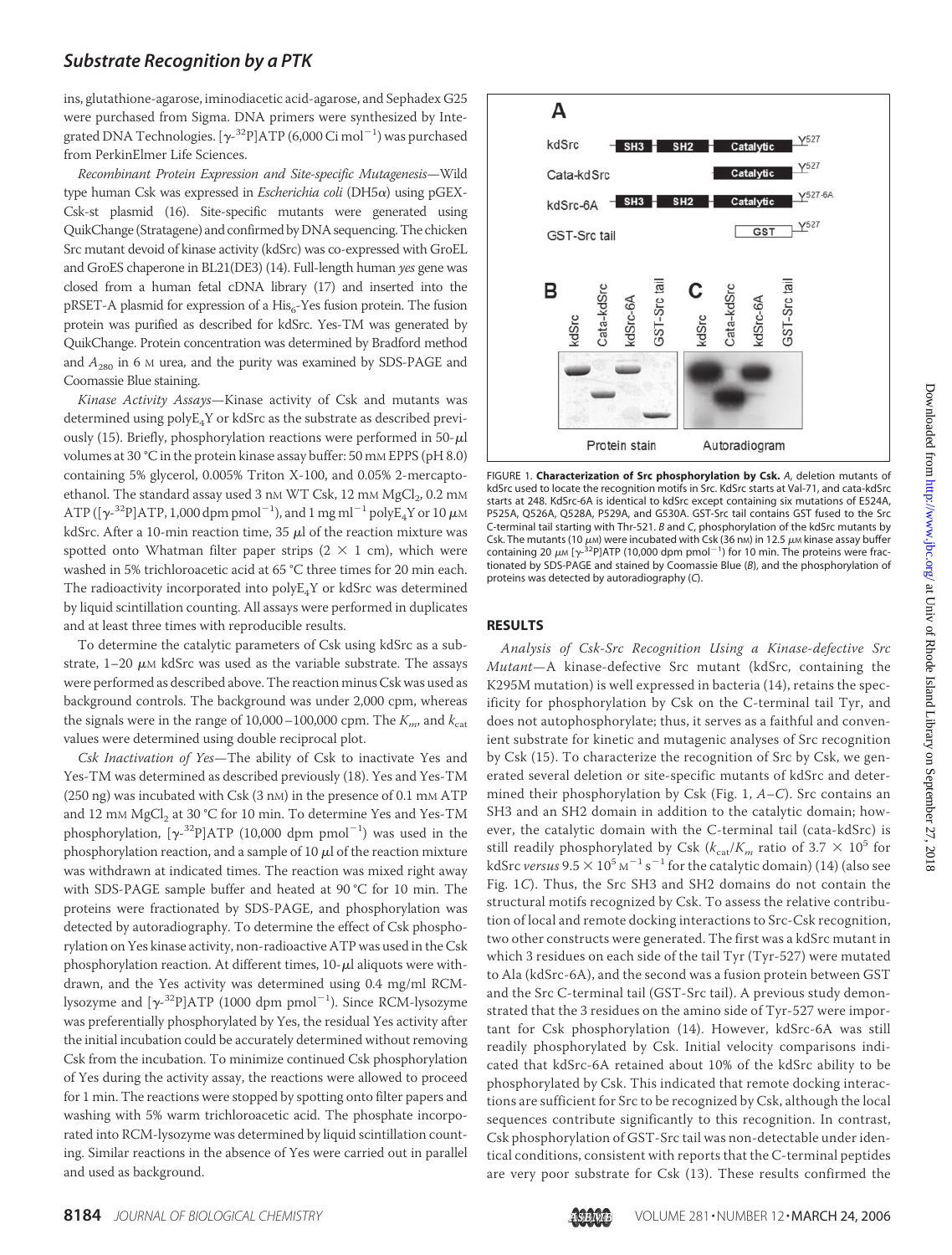ins, glutathione-agarose, iminodiacetic acid-agarose, and Sephadex G25 were purchased from Sigma. DNA primers were synthesized by Integrated DNA Technologies. [$\gamma$-$^{32}$P]ATP (6,000 Ci mol$^{-1}$) was purchased from PerkinElmer Life Sciences.

*Recombinant Protein Expression and Site-specific Mutagenesis*—Wild type human Csk was expressed in *Escherichia coli* (DH5$\alpha$) using pGEX-Csk-st plasmid (16). Site-specific mutants were generated using QuikChange (Stratagene) and confirmed by DNA sequencing. The chicken Src mutant devoid of kinase activity (kdSrc) was co-expressed with GroEL and GroES chaperone in BL21(DE3) (14). Full-length human *yes* gene was cloned from a human fetal cDNA library (17) and inserted into the pRSET-A plasmid for expression of a His$_6$-Yes fusion protein. The fusion protein was purified as described for kdSrc. Yes-TM was generated by QuikChange. Protein concentration was determined by Bradford method and $A_{280}$ in 6 M urea, and the purity was examined by SDS-PAGE and Coomassie Blue staining.

*Kinase Activity Assays*—Kinase activity of Csk and mutants was determined using polyE$_4$Y or kdSrc as the substrate as described previously (15). Briefly, phosphorylation reactions were performed in 50-$\mu$l volumes at 30 °C in the protein kinase assay buffer: 50 mM EPPS (pH 8.0) containing 5% glycerol, 0.005% Triton X-100, and 0.05% 2-mercaptoethanol. The standard assay used 3 nM WT Csk, 12 mM $MgCl_2$, 0.2 mM ATP ([$\gamma$-$^{32}$P]ATP, 1,000 dpm pmol$^{-1}$), and 1 mg ml$^{-1}$ polyE$_4$Y or 10 $\mu$M kdSrc. After a 10-min reaction time, 35 $\mu$l of the reaction mixture was spotted onto Whatman filter paper strips (2 $\times$ 1 cm), which were washed in 5% trichloroacetic acid at 65 °C three times for 20 min each. The radioactivity incorporated into polyE$_4$Y or kdSrc was determined by liquid scintillation counting. All assays were performed in duplicates and at least three times with reproducible results.

To determine the catalytic parameters of Csk using kdSrc as a substrate, 1–20 $\mu$M kdSrc was used as the variable substrate. The assays were performed as described above. The reaction minus Csk was used as background controls. The background was under 2,000 cpm, whereas the signals were in the range of 10,000–100,000 cpm. The $K_m$ and $k_{cat}$ values were determined using double reciprocal plot.

*Csk Inactivation of Yes*—The ability of Csk to inactivate Yes and Yes-TM was determined as described previously (18). Yes and Yes-TM (250 ng) was incubated with Csk (3 nM) in the presence of 0.1 mM ATP and 12 mM $MgCl_2$ at 30 °C for 10 min. To determine Yes and Yes-TM phosphorylation, [$\gamma$-$^{32}$P]ATP (10,000 dpm pmol$^{-1}$) was used in the phosphorylation reaction, and a sample of 10 $\mu$l of the reaction mixture was withdrawn at indicated times. The reaction was mixed right away with SDS-PAGE sample buffer and heated at 90 °C for 10 min. The proteins were fractionated by SDS-PAGE, and phosphorylation was detected by autoradiography. To determine the effect of Csk phosphorylation on Yes kinase activity, non-radioactive ATP was used in the Csk phosphorylation reaction. At different times, 10-$\mu$l aliquots were withdrawn, and the Yes activity was determined using 0.4 mg/ml RCM-lysozyme and [$\gamma$-$^{32}$P]ATP (1000 dpm pmol$^{-1}$). Since RCM-lysozyme was preferentially phosphorylated by Yes, the residual Yes activity after the initial incubation could be accurately determined without removing Csk from the incubation. To minimize continued Csk phosphorylation of Yes during the activity assay, the reactions were allowed to proceed for 1 min. The reactions were stopped by spotting onto filter papers and washing with 5% warm trichloroacetic acid. The phosphate incorporated into RCM-lysozyme was determined by liquid scintillation counting. Similar reactions in the absence of Yes were carried out in parallel and used as background.

FIGURE 1. **Characterization of Src phosphorylation by Csk.** *A*, deletion mutants of kdSrc used to locate the recognition motifs in Src. KdSrc starts at Val-71, and cata-kdSrc starts at 248. KdSrc-6A is identical to kdSrc except containing six mutations of E524A, P525A, Q526A, Q528A, P529A, and G530A. GST-Src tail contains GST fused to the Src C-terminal tail starting with Thr-521. *B* and *C*, phosphorylation of the kdSrc mutants by Csk. The mutants (10 $\mu$M) were incubated with Csk (36 nM) in 12.5 $\mu$M kinase assay buffer containing 20 $\mu$M [$\gamma$-$^{32}$P]ATP (10,000 dpm pmol$^{-1}$) for 10 min. The proteins were fractionated by SDS-PAGE and stained by Coomassie Blue (*B*), and the phosphorylation of proteins was detected by autoradiography (*C*).

## RESULTS

*Analysis of Csk-Src Recognition Using a Kinase-defective Src Mutant*—A kinase-defective Src mutant (kdSrc, containing the K295M mutation) is well expressed in bacteria (14), retains the specificity for phosphorylation by Csk on the C-terminal tail Tyr, and does not autophosphorylate; thus, it serves as a faithful and convenient substrate for kinetic and mutagenic analyses of Src recognition by Csk (15). To characterize the recognition of Src by Csk, we generated several deletion or site-specific mutants of kdSrc and determined their phosphorylation by Csk (Fig. 1, *A–C*). Src contains an SH3 and an SH2 domain in addition to the catalytic domain; however, the catalytic domain with the C-terminal tail (cata-kdSrc) is still readily phosphorylated by Csk ($k_{cat}/K_m$ ratio of $3.7 \times 10^5$ for kdSrc *versus* $9.5 \times 10^5$ $M^{-1}$ $s^{-1}$ for the catalytic domain) (14) (also see Fig. 1*C*). Thus, the Src SH3 and SH2 domains do not contain the structural motifs recognized by Csk. To assess the relative contribution of local and remote docking interactions to Src-Csk recognition, two other constructs were generated. The first was a kdSrc mutant in which 3 residues on each side of the tail Tyr (Tyr-527) were mutated to Ala (kdSrc-6A), and the second was a fusion protein between GST and the Src C-terminal tail (GST-Src tail). A previous study demonstrated that the 3 residues on the amino side of Tyr-527 were important for Csk phosphorylation (14). However, kdSrc-6A was still readily phosphorylated by Csk. Initial velocity comparisons indicated that kdSrc-6A retained about 10% of the kdSrc ability to be phosphorylated by Csk. This indicated that remote docking interactions are sufficient for Src to be recognized by Csk, although the local sequences contribute significantly to this recognition. In contrast, Csk phosphorylation of GST-Src tail was non-detectable under identical conditions, consistent with reports that the C-terminal peptides are very poor substrate for Csk (13). These results confirmed the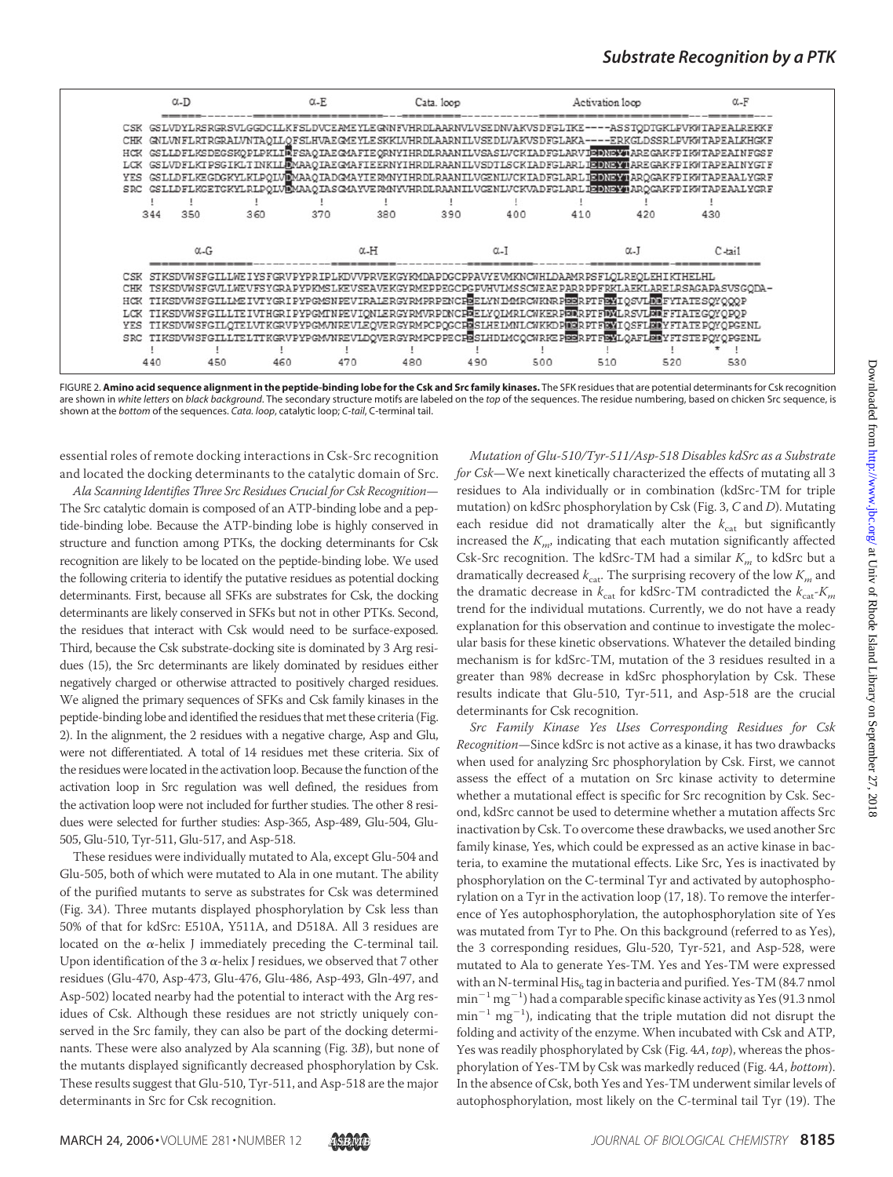```
         α-D                    α-E              Cata. loop                 Activation loop          α-F
CSK  GSLVDYLRSRGRSVLGGDCLLKFSLDVCEAMEYLEGNNFVHRDLAARNVLVSEDNVAKVSDFGLTKE----ASSTQDTGKLPVKWTAPEALREKKF
CHK  GNLVNFLRTRGRALVNTAQLLQFSLHVAEGMEYLESKKLVHRDLAARNILVSEDLVAKVSDFGLAKA----ERKGLDSSRLPVKWTAPEALKHGKF
HCK  GSLLDFLKSDEGSKQPLPKLIDFSAQIAEGMAFIEQRNYIHRDLRAANILVSASLVCKIADFGLARVIEDNEYTAREGAKFPIKWTAPEAINFGSF
LCK  GSLVDFLKTPSGIKLTINKLLDMAAQIAEGMAFIEERNYIHRDLRAANILVSDTLSCKIADFGLARLIEDNEYTAREGAKFPIKWTAPEAINYGTF
YES  GSLLDFLKEGDGKYLKLPQLVDMAAQIADGMAYIERMNYIHRDLRAANILVGENLVCKIADFGLARLIEDNEYTARQGAKFPIKWTAPEAALYGRF
SRC  GSLLDFLKGETGKYLRLPQLVDMAAQIASGMAYVERMNYVHRDLRAANILVGENLVCKVADFGLARLIEDNEYTARQGAKFPIKWTAPEAALYGRF
     344   350       360       370       380       390       400       410       420       430

         α-G                         α-H                α-I                  α-J           C-tail
CSK  STKSDVWSFGILLWEIYSFGRVPYPRIPLKDVVPRVEKGYKMDAPDGCPPAVYEVMKNCWHLDAAMRPSFLQLREQLEHIKTHELHL
CHK  TSKSDVWSFGVLLWEVFSYGRAPYPKMSLKEVSEAVEKGYRMEPPEGCPGPVHVLMSSCWEAEPARRPPFRKLAEKLARELRSAGAPASVSGQDA-
HCK  TIKSDVWSFGILLMEIVTYGRIPYPGMSNPEVIRALERGYRMPRPENCPEELYNIMMRCWKNRPEERPTFEYIQSVLDDFYTATESQYQQQP
LCK  TIKSDVWSFGILLTEIVTHGRIPYPGMTNPEVIQNLERGYRMVRPDNCPEELYQLMRLCWKERPEDRPTFDYLRSVLEDFFTATEGQYQPQP
YES  TIKSDVWSFGILQTELVTKGRVPYPGMVNREVLEQVERGYRMPCPQGCPESLHELMNLCWKKDPDERPTFEYIQSFLEDYFTATEPQYQPGENL
SRC  TIKSDVWSFGILLTELTTKGRVPYPGMVNREVLDQVERGYRMPCPPECPESLHDLMCQCWRKEPEERPTFEYLQAFLEDYFTSTEPQYQPGENL
     440       450       460       470       480       490       500       510       520      530
```

FIGURE 2. **Amino acid sequence alignment in the peptide-binding lobe for the Csk and Src family kinases.** The SFK residues that are potential determinants for Csk recognition are shown in *white letters* on *black background*. The secondary structure motifs are labeled on the *top* of the sequences. The residue numbering, based on chicken Src sequence, is shown at the *bottom* of the sequences. *Cata. loop*, catalytic loop; *C-tail*, C-terminal tail.

essential roles of remote docking interactions in Csk-Src recognition and located the docking determinants to the catalytic domain of Src.

*Ala Scanning Identifies Three Src Residues Crucial for Csk Recognition*—The Src catalytic domain is composed of an ATP-binding lobe and a peptide-binding lobe. Because the ATP-binding lobe is highly conserved in structure and function among PTKs, the docking determinants for Csk recognition are likely to be located on the peptide-binding lobe. We used the following criteria to identify the putative residues as potential docking determinants. First, because all SFKs are substrates for Csk, the docking determinants are likely conserved in SFKs but not in other PTKs. Second, the residues that interact with Csk would need to be surface-exposed. Third, because the Csk substrate-docking site is dominated by 3 Arg residues (15), the Src determinants are likely dominated by residues either negatively charged or otherwise attracted to positively charged residues. We aligned the primary sequences of SFKs and Csk family kinases in the peptide-binding lobe and identified the residues that met these criteria (Fig. 2). In the alignment, the 2 residues with a negative charge, Asp and Glu, were not differentiated. A total of 14 residues met these criteria. Six of the residues were located in the activation loop. Because the function of the activation loop in Src regulation was well defined, the residues from the activation loop were not included for further studies. The other 8 residues were selected for further studies: Asp-365, Asp-489, Glu-504, Glu-505, Glu-510, Tyr-511, Glu-517, and Asp-518.

These residues were individually mutated to Ala, except Glu-504 and Glu-505, both of which were mutated to Ala in one mutant. The ability of the purified mutants to serve as substrates for Csk was determined (Fig. 3*A*). Three mutants displayed phosphorylation by Csk less than 50% of that for kdSrc: E510A, Y511A, and D518A. All 3 residues are located on the α-helix J immediately preceding the C-terminal tail. Upon identification of the 3 α-helix J residues, we observed that 7 other residues (Glu-470, Asp-473, Glu-476, Glu-486, Asp-493, Gln-497, and Asp-502) located nearby had the potential to interact with the Arg residues of Csk. Although these residues are not strictly uniquely conserved in the Src family, they can also be part of the docking determinants. These were also analyzed by Ala scanning (Fig. 3*B*), but none of the mutants displayed significantly decreased phosphorylation by Csk. These results suggest that Glu-510, Tyr-511, and Asp-518 are the major determinants in Src for Csk recognition.

*Mutation of Glu-510/Tyr-511/Asp-518 Disables kdSrc as a Substrate for Csk*—We next kinetically characterized the effects of mutating all 3 residues to Ala individually or in combination (kdSrc-TM for triple mutation) on kdSrc phosphorylation by Csk (Fig. 3, *C* and *D*). Mutating each residue did not dramatically alter the $k_{cat}$ but significantly increased the $K_m$, indicating that each mutation significantly affected Csk-Src recognition. The kdSrc-TM had a similar $K_m$ to kdSrc but a dramatically decreased $k_{cat}$. The surprising recovery of the low $K_m$ and the dramatic decrease in $k_{cat}$ for kdSrc-TM contradicted the $k_{cat}$-$K_m$ trend for the individual mutations. Currently, we do not have a ready explanation for this observation and continue to investigate the molecular basis for these kinetic observations. Whatever the detailed binding mechanism is for kdSrc-TM, mutation of the 3 residues resulted in a greater than 98% decrease in kdSrc phosphorylation by Csk. These results indicate that Glu-510, Tyr-511, and Asp-518 are the crucial determinants for Csk recognition.

*Src Family Kinase Yes Uses Corresponding Residues for Csk Recognition*—Since kdSrc is not active as a kinase, it has two drawbacks when used for analyzing Src phosphorylation by Csk. First, we cannot assess the effect of a mutation on Src kinase activity to determine whether a mutational effect is specific for Src recognition by Csk. Second, kdSrc cannot be used to determine whether a mutation affects Src inactivation by Csk. To overcome these drawbacks, we used another Src family kinase, Yes, which could be expressed as an active kinase in bacteria, to examine the mutational effects. Like Src, Yes is inactivated by phosphorylation on the C-terminal Tyr and activated by autophosphorylation on a Tyr in the activation loop (17, 18). To remove the interference of Yes autophosphorylation, the autophosphorylation site of Yes was mutated from Tyr to Phe. On this background (referred to as Yes), the 3 corresponding residues, Glu-520, Tyr-521, and Asp-528, were mutated to Ala to generate Yes-TM. Yes and Yes-TM were expressed with an N-terminal $His_6$ tag in bacteria and purified. Yes-TM (84.7 nmol $min^{-1}$ $mg^{-1}$) had a comparable specific kinase activity as Yes (91.3 nmol $min^{-1}$ $mg^{-1}$), indicating that the triple mutation did not disrupt the folding and activity of the enzyme. When incubated with Csk and ATP, Yes was readily phosphorylated by Csk (Fig. 4*A*, *top*), whereas the phosphorylation of Yes-TM by Csk was markedly reduced (Fig. 4*A*, *bottom*). In the absence of Csk, both Yes and Yes-TM underwent similar levels of autophosphorylation, most likely on the C-terminal tail Tyr (19). The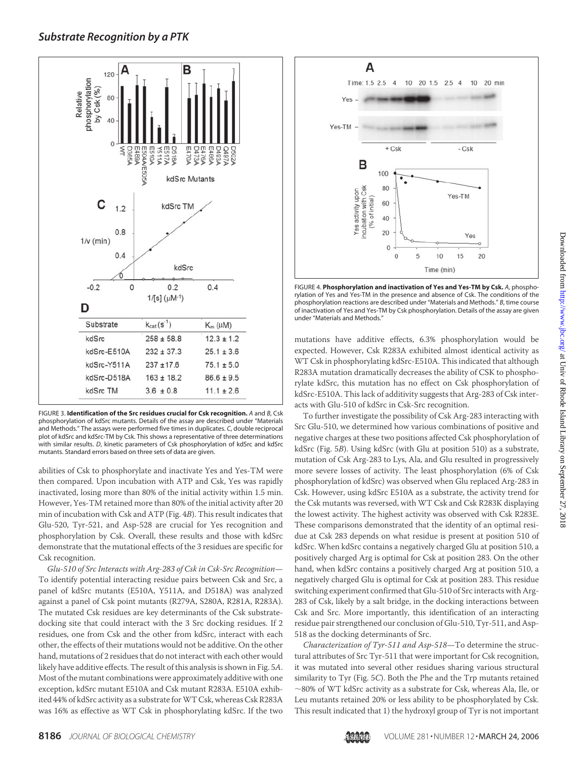| Substrate | $k_{cat}$ ($s^{-1}$) | $K_m$ (μM) |
|---|---|---|
| kdSrc | 258 ± 58.8 | 12.3 ± 1.2 |
| kdSrc-E510A | 232 ± 37.3 | 25.1 ± 3.6 |
| kdSrc-Y511A | 237 ±17.6 | 75.1 ± 5.0 |
| kdSrc-D518A | 163 ± 18.2 | 86.6 ± 9.5 |
| kdSrc TM | 3.6 ± 0.8 | 11.1 ± 2.6 |

FIGURE 3. **Identification of the Src residues crucial for Csk recognition.** *A* and *B*, Csk phosphorylation of kdSrc mutants. Details of the assay are described under "Materials and Methods." The assays were performed five times in duplicates. *C*, double reciprocal plot of kdSrc and kdSrc-TM by Csk. This shows a representative of three determinations with similar results. *D*, kinetic parameters of Csk phosphorylation of kdSrc and kdSrc mutants. Standard errors based on three sets of data are given.

FIGURE 4. **Phosphorylation and inactivation of Yes and Yes-TM by Csk.** *A*, phosphorylation of Yes and Yes-TM in the presence and absence of Csk. The conditions of the phosphorylation reactions are described under "Materials and Methods." *B*, time course of inactivation of Yes and Yes-TM by Csk phosphorylation. Details of the assay are given under "Materials and Methods."

abilities of Csk to phosphorylate and inactivate Yes and Yes-TM were then compared. Upon incubation with ATP and Csk, Yes was rapidly inactivated, losing more than 80% of the initial activity within 1.5 min. However, Yes-TM retained more than 80% of the initial activity after 20 min of incubation with Csk and ATP (Fig. 4*B*). This result indicates that Glu-520, Tyr-521, and Asp-528 are crucial for Yes recognition and phosphorylation by Csk. Overall, these results and those with kdSrc demonstrate that the mutational effects of the 3 residues are specific for Csk recognition.

*Glu-510 of Src Interacts with Arg-283 of Csk in Csk-Src Recognition*—To identify potential interacting residue pairs between Csk and Src, a panel of kdSrc mutants (E510A, Y511A, and D518A) was analyzed against a panel of Csk point mutants (R279A, S280A, R281A, R283A). The mutated Csk residues are key determinants of the Csk substrate-docking site that could interact with the 3 Src docking residues. If 2 residues, one from Csk and the other from kdSrc, interact with each other, the effects of their mutations would not be additive. On the other hand, mutations of 2 residues that do not interact with each other would likely have additive effects. The result of this analysis is shown in Fig. 5*A*. Most of the mutant combinations were approximately additive with one exception, kdSrc mutant E510A and Csk mutant R283A. E510A exhibited 44% of kdSrc activity as a substrate for WT Csk, whereas Csk R283A was 16% as effective as WT Csk in phosphorylating kdSrc. If the two mutations have additive effects, 6.3% phosphorylation would be expected. However, Csk R283A exhibited almost identical activity as WT Csk in phosphorylating kdSrc-E510A. This indicated that although R283A mutation dramatically decreases the ability of CSK to phosphorylate kdSrc, this mutation has no effect on Csk phosphorylation of kdSrc-E510A. This lack of additivity suggests that Arg-283 of Csk interacts with Glu-510 of kdSrc in Csk-Src recognition.

To further investigate the possibility of Csk Arg-283 interacting with Src Glu-510, we determined how various combinations of positive and negative charges at these two positions affected Csk phosphorylation of kdSrc (Fig. 5*B*). Using kdSrc (with Glu at position 510) as a substrate, mutation of Csk Arg-283 to Lys, Ala, and Glu resulted in progressively more severe losses of activity. The least phosphorylation (6% of Csk phosphorylation of kdSrc) was observed when Glu replaced Arg-283 in Csk. However, using kdSrc E510A as a substrate, the activity trend for the Csk mutants was reversed, with WT Csk and Csk R283K displaying the lowest activity. The highest activity was observed with Csk R283E. These comparisons demonstrated that the identity of an optimal residue at Csk 283 depends on what residue is present at position 510 of kdSrc. When kdSrc contains a negatively charged Glu at position 510, a positively charged Arg is optimal for Csk at position 283. On the other hand, when kdSrc contains a positively charged Arg at position 510, a negatively charged Glu is optimal for Csk at position 283. This residue switching experiment confirmed that Glu-510 of Src interacts with Arg-283 of Csk, likely by a salt bridge, in the docking interactions between Csk and Src. More importantly, this identification of an interacting residue pair strengthened our conclusion of Glu-510, Tyr-511, and Asp-518 as the docking determinants of Src.

*Characterization of Tyr-511 and Asp-518*—To determine the structural attributes of Src Tyr-511 that were important for Csk recognition, it was mutated into several other residues sharing various structural similarity to Tyr (Fig. 5*C*). Both the Phe and the Trp mutants retained ~80% of WT kdSrc activity as a substrate for Csk, whereas Ala, Ile, or Leu mutants retained 20% or less ability to be phosphorylated by Csk. This result indicated that 1) the hydroxyl group of Tyr is not important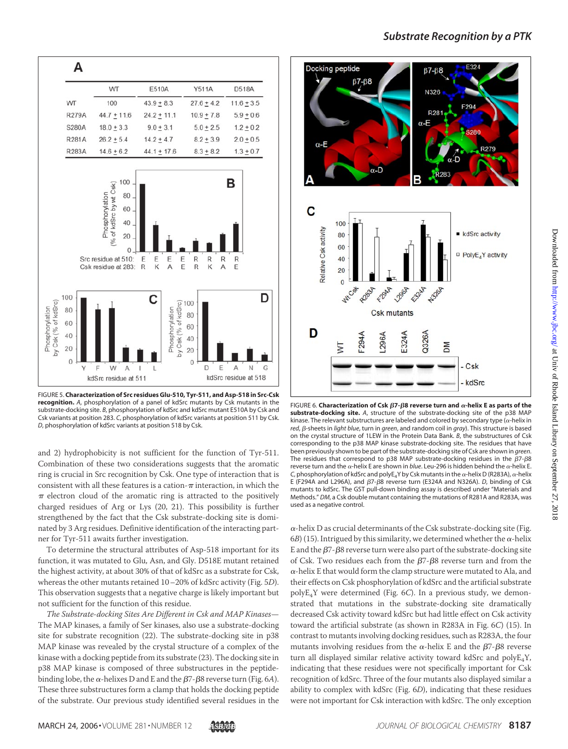| | WT | E510A | Y511A | D518A |
|---|---|---|---|---|
| WT | 100 | 43.9 ± 8.3 | 27.6 ± 4.2 | 11.6 ± 3.5 |
| R279A | 44.7 ± 11.6 | 24.2 ± 11.1 | 10.9 ± 7.8 | 5.9 ± 0.6 |
| S280A | 18.0 ± 3.3 | 9.0 ± 3.1 | 5.0 ± 2.5 | 1.2 ± 0.2 |
| R281A | 26.2 ± 5.4 | 14.2 ± 4.7 | 8.2 ± 3.9 | 2.0 ± 0.5 |
| R283A | 14.6 ± 6.2 | 44.1 ± 17.6 | 8.3 ± 8.2 | 1.3 ± 0.7 |

FIGURE 5. **Characterization of Src residues Glu-510, Tyr-511, and Asp-518 in Src-Csk recognition.** *A*, phosphorylation of a panel of kdSrc mutants by Csk mutants in the substrate-docking site. *B*, phosphorylation of kdSrc and kdSrc mutant E510A by Csk and Csk variants at position 283. *C*, phosphorylation of kdSrc variants at position 511 by Csk. *D*, phosphorylation of kdSrc variants at position 518 by Csk.

and 2) hydrophobicity is not sufficient for the function of Tyr-511. Combination of these two considerations suggests that the aromatic ring is crucial in Src recognition by Csk. One type of interaction that is consistent with all these features is a cation-$\pi$ interaction, in which the $\pi$ electron cloud of the aromatic ring is attracted to the positively charged residues of Arg or Lys (20, 21). This possibility is further strengthened by the fact that the Csk substrate-docking site is dominated by 3 Arg residues. Definitive identification of the interacting partner for Tyr-511 awaits further investigation.

To determine the structural attributes of Asp-518 important for its function, it was mutated to Glu, Asn, and Gly. D518E mutant retained the highest activity, at about 30% of that of kdSrc as a substrate for Csk, whereas the other mutants retained 10–20% of kdSrc activity (Fig. 5*D*). This observation suggests that a negative charge is likely important but not sufficient for the function of this residue.

*The Substrate-docking Sites Are Different in Csk and MAP Kinases*— The MAP kinases, a family of Ser kinases, also use a substrate-docking site for substrate recognition (22). The substrate-docking site in p38 MAP kinase was revealed by the crystal structure of a complex of the kinase with a docking peptide from its substrate (23). The docking site in p38 MAP kinase is composed of three substructures in the peptide-binding lobe, the $\alpha$-helixes D and E and the $\beta$7-$\beta$8 reverse turn (Fig. 6*A*). These three substructures form a clamp that holds the docking peptide of the substrate. Our previous study identified several residues in the $\alpha$-helix D as crucial determinants of the Csk substrate-docking site (Fig. 6*B*) (15). Intrigued by this similarity, we determined whether the $\alpha$-helix E and the $\beta$7-$\beta$8 reverse turn are also part of the substrate-docking site of Csk. Two residues each from the $\beta$7-$\beta$8 reverse turn and from the $\alpha$-helix E that would form the clamp structure were mutated to Ala, and their effects on Csk phosphorylation of kdSrc and the artificial substrate polyE$_4$Y were determined (Fig. 6*C*). In a previous study, we demonstrated that mutations in the substrate-docking site dramatically decreased Csk activity toward kdSrc but had little effect on Csk activity toward the artificial substrate (as shown in R283A in Fig. 6*C*) (15). In contrast to mutants involving docking residues, such as R283A, the four mutants involving residues from the $\alpha$-helix E and the $\beta$7-$\beta$8 reverse turn all displayed similar relative activity toward kdSrc and polyE$_4$Y, indicating that these residues were not specifically important for Csk recognition of kdSrc. Three of the four mutants also displayed similar a ability to complex with kdSrc (Fig. 6*D*), indicating that these residues were not important for Csk interaction with kdSrc. The only exception

FIGURE 6. **Characterization of Csk $\beta$7-$\beta$8 reverse turn and $\alpha$-helix E as parts of the substrate-docking site.** *A*, structure of the substrate-docking site of the p38 MAP kinase. The relevant substructures are labeled and colored by secondary type ($\alpha$-helix in *red*, $\beta$-sheets in *light blue*, turn in *green*, and random coil in *gray*). This structure is based on the crystal structure of 1LEW in the Protein Data Bank. *B*, the structure of Csk corresponding to the p38 MAP kinase substrate-docking site. The residues that have been previously shown to be part of the substrate-docking site of Csk are shown in *green*. The residues that correspond to p38 MAP substrate-docking residues in the $\beta$7-$\beta$8 reverse turn and the $\alpha$-helix E are shown in *blue*. Leu-296 is hidden behind the $\alpha$-helix E. *C*, phosphorylation of kdSrc and polyE$_4$Y by Csk mutants in the $\alpha$-helix D (R283A), $\alpha$-helix E (F294A and L296A), and $\beta$7-$\beta$8 reverse turn (E324A and N326A). *D*, binding of Csk mutants to kdSrc. The GST pull-down binding assay is described under "Materials and Methods." *DM*, a Csk double mutant containing the mutations of R281A and R283A, was used as a negative control.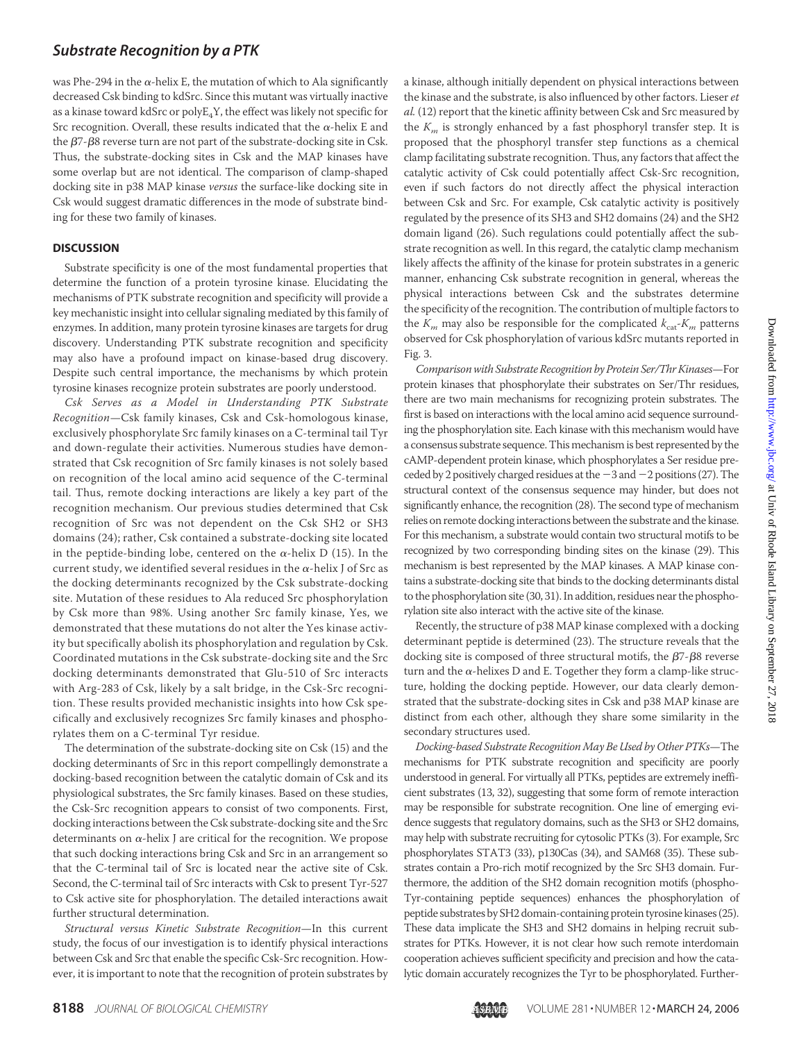was Phe-294 in the α-helix E, the mutation of which to Ala significantly decreased Csk binding to kdSrc. Since this mutant was virtually inactive as a kinase toward kdSrc or polyE$_4$Y, the effect was likely not specific for Src recognition. Overall, these results indicated that the α-helix E and the β7-β8 reverse turn are not part of the substrate-docking site in Csk. Thus, the substrate-docking sites in Csk and the MAP kinases have some overlap but are not identical. The comparison of clamp-shaped docking site in p38 MAP kinase *versus* the surface-like docking site in Csk would suggest dramatic differences in the mode of substrate binding for these two family of kinases.

## DISCUSSION

Substrate specificity is one of the most fundamental properties that determine the function of a protein tyrosine kinase. Elucidating the mechanisms of PTK substrate recognition and specificity will provide a key mechanistic insight into cellular signaling mediated by this family of enzymes. In addition, many protein tyrosine kinases are targets for drug discovery. Understanding PTK substrate recognition and specificity may also have a profound impact on kinase-based drug discovery. Despite such central importance, the mechanisms by which protein tyrosine kinases recognize protein substrates are poorly understood.

*Csk Serves as a Model in Understanding PTK Substrate Recognition*—Csk family kinases, Csk and Csk-homologous kinase, exclusively phosphorylate Src family kinases on a C-terminal tail Tyr and down-regulate their activities. Numerous studies have demonstrated that Csk recognition of Src family kinases is not solely based on recognition of the local amino acid sequence of the C-terminal tail. Thus, remote docking interactions are likely a key part of the recognition mechanism. Our previous studies determined that Csk recognition of Src was not dependent on the Csk SH2 or SH3 domains (24); rather, Csk contained a substrate-docking site located in the peptide-binding lobe, centered on the α-helix D (15). In the current study, we identified several residues in the α-helix J of Src as the docking determinants recognized by the Csk substrate-docking site. Mutation of these residues to Ala reduced Src phosphorylation by Csk more than 98%. Using another Src family kinase, Yes, we demonstrated that these mutations do not alter the Yes kinase activity but specifically abolish its phosphorylation and regulation by Csk. Coordinated mutations in the Csk substrate-docking site and the Src docking determinants demonstrated that Glu-510 of Src interacts with Arg-283 of Csk, likely by a salt bridge, in the Csk-Src recognition. These results provided mechanistic insights into how Csk specifically and exclusively recognizes Src family kinases and phosphorylates them on a C-terminal Tyr residue.

The determination of the substrate-docking site on Csk (15) and the docking determinants of Src in this report compellingly demonstrate a docking-based recognition between the catalytic domain of Csk and its physiological substrates, the Src family kinases. Based on these studies, the Csk-Src recognition appears to consist of two components. First, docking interactions between the Csk substrate-docking site and the Src determinants on α-helix J are critical for the recognition. We propose that such docking interactions bring Csk and Src in an arrangement so that the C-terminal tail of Src is located near the active site of Csk. Second, the C-terminal tail of Src interacts with Csk to present Tyr-527 to Csk active site for phosphorylation. The detailed interactions await further structural determination.

*Structural versus Kinetic Substrate Recognition*—In this current study, the focus of our investigation is to identify physical interactions between Csk and Src that enable the specific Csk-Src recognition. However, it is important to note that the recognition of protein substrates by a kinase, although initially dependent on physical interactions between the kinase and the substrate, is also influenced by other factors. Lieser *et al.* (12) report that the kinetic affinity between Csk and Src measured by the $K_m$ is strongly enhanced by a fast phosphoryl transfer step. It is proposed that the phosphoryl transfer step functions as a chemical clamp facilitating substrate recognition. Thus, any factors that affect the catalytic activity of Csk could potentially affect Csk-Src recognition, even if such factors do not directly affect the physical interaction between Csk and Src. For example, Csk catalytic activity is positively regulated by the presence of its SH3 and SH2 domains (24) and the SH2 domain ligand (26). Such regulations could potentially affect the substrate recognition as well. In this regard, the catalytic clamp mechanism likely affects the affinity of the kinase for protein substrates in a generic manner, enhancing Csk substrate recognition in general, whereas the physical interactions between Csk and the substrates determine the specificity of the recognition. The contribution of multiple factors to the $K_m$ may also be responsible for the complicated $k_{cat}$-$K_m$ patterns observed for Csk phosphorylation of various kdSrc mutants reported in Fig. 3.

*Comparison with Substrate Recognition by Protein Ser/Thr Kinases*—For protein kinases that phosphorylate their substrates on Ser/Thr residues, there are two main mechanisms for recognizing protein substrates. The first is based on interactions with the local amino acid sequence surrounding the phosphorylation site. Each kinase with this mechanism would have a consensus substrate sequence. This mechanism is best represented by the cAMP-dependent protein kinase, which phosphorylates a Ser residue preceded by 2 positively charged residues at the −3 and −2 positions (27). The structural context of the consensus sequence may hinder, but does not significantly enhance, the recognition (28). The second type of mechanism relies on remote docking interactions between the substrate and the kinase. For this mechanism, a substrate would contain two structural motifs to be recognized by two corresponding binding sites on the kinase (29). This mechanism is best represented by the MAP kinases. A MAP kinase contains a substrate-docking site that binds to the docking determinants distal to the phosphorylation site (30, 31). In addition, residues near the phosphorylation site also interact with the active site of the kinase.

Recently, the structure of p38 MAP kinase complexed with a docking determinant peptide is determined (23). The structure reveals that the docking site is composed of three structural motifs, the β7-β8 reverse turn and the α-helixes D and E. Together they form a clamp-like structure, holding the docking peptide. However, our data clearly demonstrated that the substrate-docking sites in Csk and p38 MAP kinase are distinct from each other, although they share some similarity in the secondary structures used.

*Docking-based Substrate Recognition May Be Used by Other PTKs*—The mechanisms for PTK substrate recognition and specificity are poorly understood in general. For virtually all PTKs, peptides are extremely inefficient substrates (13, 32), suggesting that some form of remote interaction may be responsible for substrate recognition. One line of emerging evidence suggests that regulatory domains, such as the SH3 or SH2 domains, may help with substrate recruiting for cytosolic PTKs (3). For example, Src phosphorylates STAT3 (33), p130Cas (34), and SAM68 (35). These substrates contain a Pro-rich motif recognized by the Src SH3 domain. Furthermore, the addition of the SH2 domain recognition motifs (phospho-Tyr-containing peptide sequences) enhances the phosphorylation of peptide substrates by SH2 domain-containing protein tyrosine kinases (25). These data implicate the SH3 and SH2 domains in helping recruit substrates for PTKs. However, it is not clear how such remote interdomain cooperation achieves sufficient specificity and precision and how the catalytic domain accurately recognizes the Tyr to be phosphorylated. Further-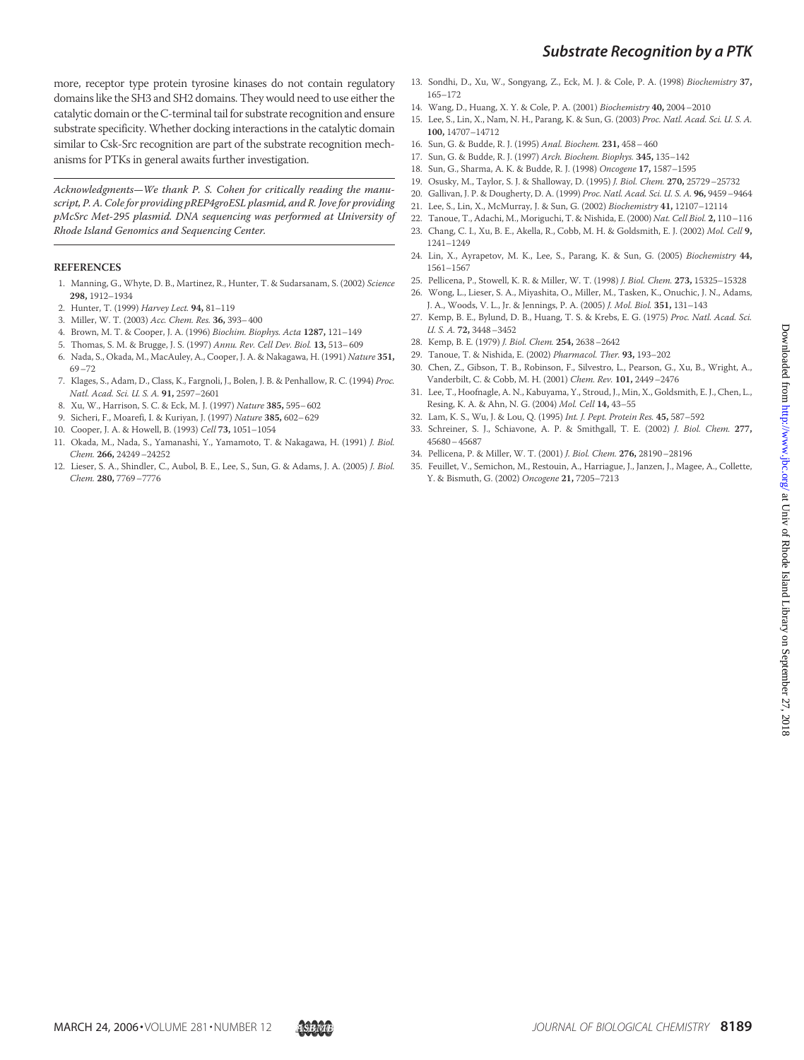more, receptor type protein tyrosine kinases do not contain regulatory domains like the SH3 and SH2 domains. They would need to use either the catalytic domain or the C-terminal tail for substrate recognition and ensure substrate specificity. Whether docking interactions in the catalytic domain similar to Csk-Src recognition are part of the substrate recognition mechanisms for PTKs in general awaits further investigation.

*Acknowledgments—We thank P. S. Cohen for critically reading the manuscript, P. A. Cole for providing pREP4groESL plasmid, and R. Jove for providing pMcSrc Met-295 plasmid. DNA sequencing was performed at University of Rhode Island Genomics and Sequencing Center.*

## REFERENCES

1. Manning, G., Whyte, D. B., Martinez, R., Hunter, T. & Sudarsanam, S. (2002) *Science* **298,** 1912–1934
2. Hunter, T. (1999) *Harvey Lect.* **94,** 81–119
3. Miller, W. T. (2003) *Acc. Chem. Res.* **36,** 393–400
4. Brown, M. T. & Cooper, J. A. (1996) *Biochim. Biophys. Acta* **1287,** 121–149
5. Thomas, S. M. & Brugge, J. S. (1997) *Annu. Rev. Cell Dev. Biol.* **13,** 513–609
6. Nada, S., Okada, M., MacAuley, A., Cooper, J. A. & Nakagawa, H. (1991) *Nature* **351,** 69–72
7. Klages, S., Adam, D., Class, K., Fargnoli, J., Bolen, J. B. & Penhallow, R. C. (1994) *Proc. Natl. Acad. Sci. U. S. A.* **91,** 2597–2601
8. Xu, W., Harrison, S. C. & Eck, M. J. (1997) *Nature* **385,** 595–602
9. Sicheri, F., Moarefi, I. & Kuriyan, J. (1997) *Nature* **385,** 602–629
10. Cooper, J. A. & Howell, B. (1993) *Cell* **73,** 1051–1054
11. Okada, M., Nada, S., Yamanashi, Y., Yamamoto, T. & Nakagawa, H. (1991) *J. Biol. Chem.* **266,** 24249–24252
12. Lieser, S. A., Shindler, C., Aubol, B. E., Lee, S., Sun, G. & Adams, J. A. (2005) *J. Biol. Chem.* **280,** 7769–7776
13. Sondhi, D., Xu, W., Songyang, Z., Eck, M. J. & Cole, P. A. (1998) *Biochemistry* **37,** 165–172
14. Wang, D., Huang, X. Y. & Cole, P. A. (2001) *Biochemistry* **40,** 2004–2010
15. Lee, S., Lin, X., Nam, N. H., Parang, K. & Sun, G. (2003) *Proc. Natl. Acad. Sci. U. S. A.* **100,** 14707–14712
16. Sun, G. & Budde, R. J. (1995) *Anal. Biochem.* **231,** 458–460
17. Sun, G. & Budde, R. J. (1997) *Arch. Biochem. Biophys.* **345,** 135–142
18. Sun, G., Sharma, A. K. & Budde, R. J. (1998) *Oncogene* **17,** 1587–1595
19. Osusky, M., Taylor, S. J. & Shalloway, D. (1995) *J. Biol. Chem.* **270,** 25729–25732
20. Gallivan, J. P. & Dougherty, D. A. (1999) *Proc. Natl. Acad. Sci. U. S. A.* **96,** 9459–9464
21. Lee, S., Lin, X., McMurray, J. & Sun, G. (2002) *Biochemistry* **41,** 12107–12114
22. Tanoue, T., Adachi, M., Moriguchi, T. & Nishida, E. (2000) *Nat. Cell Biol.* **2,** 110–116
23. Chang, C. I., Xu, B. E., Akella, R., Cobb, M. H. & Goldsmith, E. J. (2002) *Mol. Cell* **9,** 1241–1249
24. Lin, X., Ayrapetov, M. K., Lee, S., Parang, K. & Sun, G. (2005) *Biochemistry* **44,** 1561–1567
25. Pellicena, P., Stowell, K. R. & Miller, W. T. (1998) *J. Biol. Chem.* **273,** 15325–15328
26. Wong, L., Lieser, S. A., Miyashita, O., Miller, M., Tasken, K., Onuchic, J. N., Adams, J. A., Woods, V. L., Jr. & Jennings, P. A. (2005) *J. Mol. Biol.* **351,** 131–143
27. Kemp, B. E., Bylund, D. B., Huang, T. S. & Krebs, E. G. (1975) *Proc. Natl. Acad. Sci. U. S. A.* **72,** 3448–3452
28. Kemp, B. E. (1979) *J. Biol. Chem.* **254,** 2638–2642
29. Tanoue, T. & Nishida, E. (2002) *Pharmacol. Ther.* **93,** 193–202
30. Chen, Z., Gibson, T. B., Robinson, F., Silvestro, L., Pearson, G., Xu, B., Wright, A., Vanderbilt, C. & Cobb, M. H. (2001) *Chem. Rev.* **101,** 2449–2476
31. Lee, T., Hoofnagle, A. N., Kabuyama, Y., Stroud, J., Min, X., Goldsmith, E. J., Chen, L., Resing, K. A. & Ahn, N. G. (2004) *Mol. Cell* **14,** 43–55
32. Lam, K. S., Wu, J. & Lou, Q. (1995) *Int. J. Pept. Protein Res.* **45,** 587–592
33. Schreiner, S. J., Schiavone, A. P. & Smithgall, T. E. (2002) *J. Biol. Chem.* **277,** 45680–45687
34. Pellicena, P. & Miller, W. T. (2001) *J. Biol. Chem.* **276,** 28190–28196
35. Feuillet, V., Semichon, M., Restouin, A., Harriague, J., Janzen, J., Magee, A., Collette, Y. & Bismuth, G. (2002) *Oncogene* **21,** 7205–7213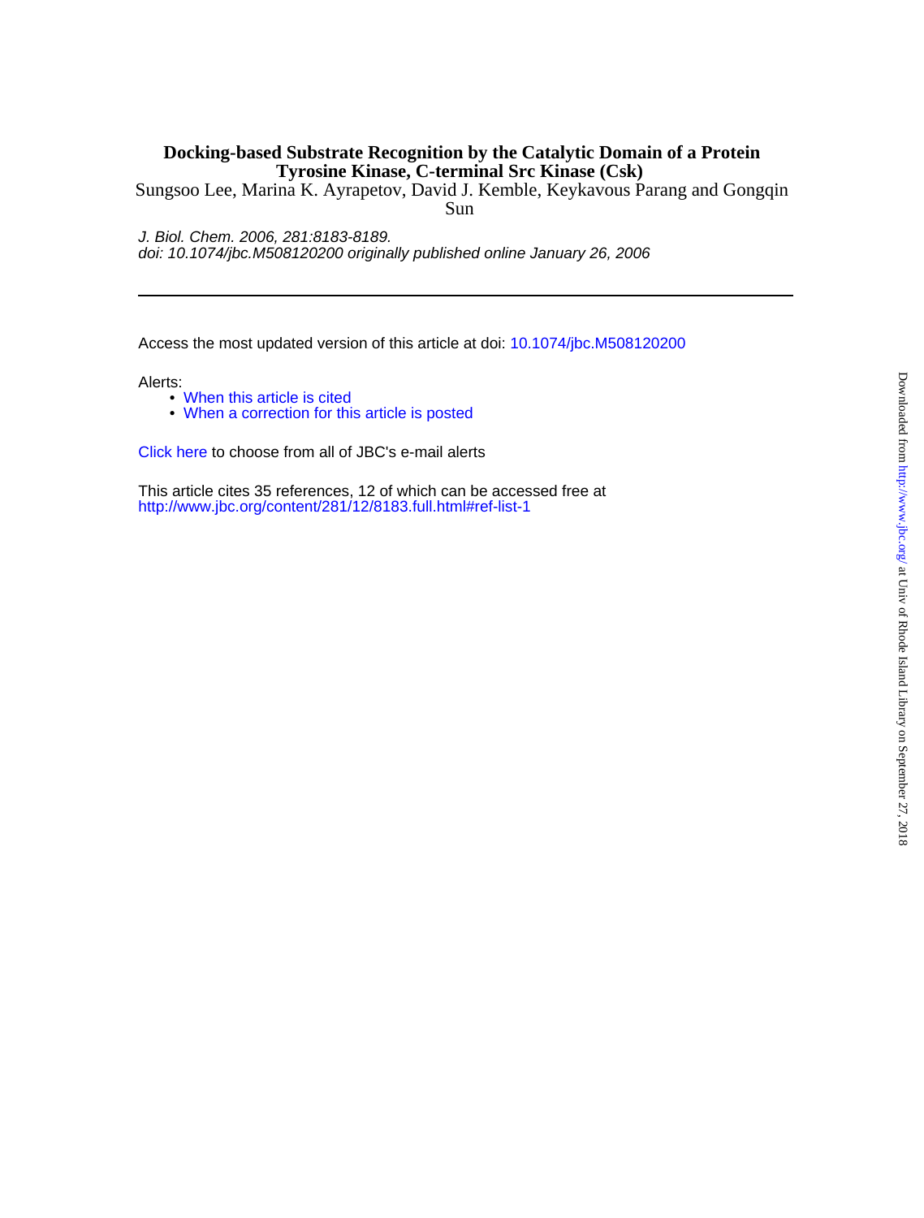# Docking-based Substrate Recognition by the Catalytic Domain of a Protein Tyrosine Kinase, C-terminal Src Kinase (Csk)

Sungsoo Lee, Marina K. Ayrapetov, David J. Kemble, Keykavous Parang and Gongqin Sun

*J. Biol. Chem. 2006, 281:8183-8189.*
*doi: 10.1074/jbc.M508120200 originally published online January 26, 2006*

---

Access the most updated version of this article at doi: 10.1074/jbc.M508120200

Alerts:

- When this article is cited
- When a correction for this article is posted

Click here to choose from all of JBC's e-mail alerts

This article cites 35 references, 12 of which can be accessed free at
http://www.jbc.org/content/281/12/8183.full.html#ref-list-1

Downloaded from http://www.jbc.org/ at Univ of Rhode Island Library on September 27, 2018